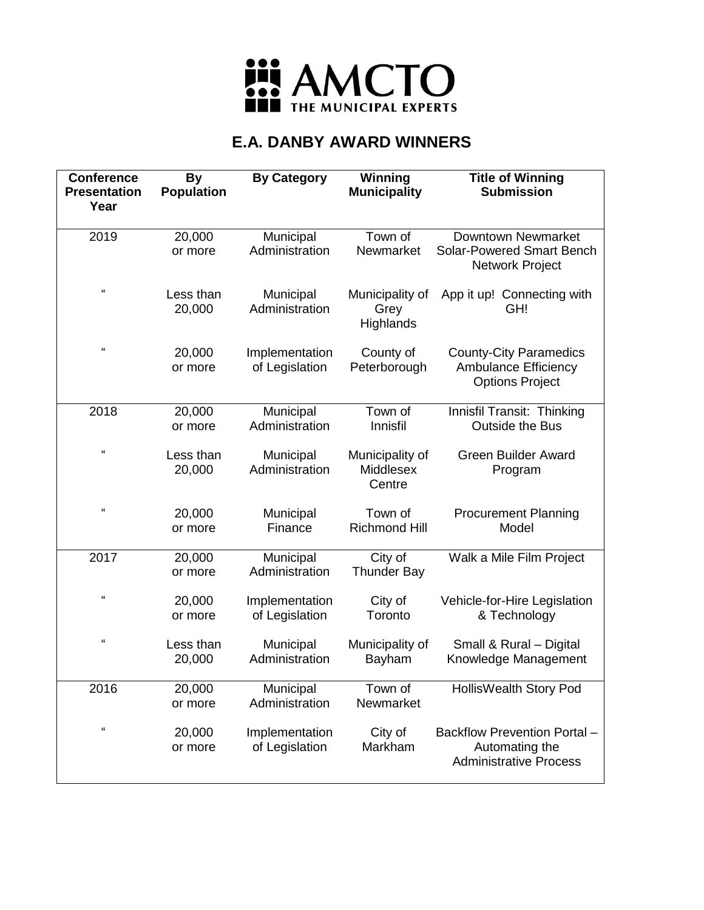AMCTO
THE MUNICIPAL EXPERTS

# E.A. DANBY AWARD WINNERS

| Conference Presentation Year | By Population | By Category | Winning Municipality | Title of Winning Submission |
|---|---|---|---|---|
| 2019 | 20,000 or more | Municipal Administration | Town of Newmarket | Downtown Newmarket Solar-Powered Smart Bench Network Project |
| " | Less than 20,000 | Municipal Administration | Municipality of Grey Highlands | App it up! Connecting with GH! |
| " | 20,000 or more | Implementation of Legislation | County of Peterborough | County-City Paramedics Ambulance Efficiency Options Project |
| 2018 | 20,000 or more | Municipal Administration | Town of Innisfil | Innisfil Transit: Thinking Outside the Bus |
| " | Less than 20,000 | Municipal Administration | Municipality of Middlesex Centre | Green Builder Award Program |
| " | 20,000 or more | Municipal Finance | Town of Richmond Hill | Procurement Planning Model |
| 2017 | 20,000 or more | Municipal Administration | City of Thunder Bay | Walk a Mile Film Project |
| " | 20,000 or more | Implementation of Legislation | City of Toronto | Vehicle-for-Hire Legislation & Technology |
| " | Less than 20,000 | Municipal Administration | Municipality of Bayham | Small & Rural – Digital Knowledge Management |
| 2016 | 20,000 or more | Municipal Administration | Town of Newmarket | HollisWealth Story Pod |
| " | 20,000 or more | Implementation of Legislation | City of Markham | Backflow Prevention Portal – Automating the Administrative Process |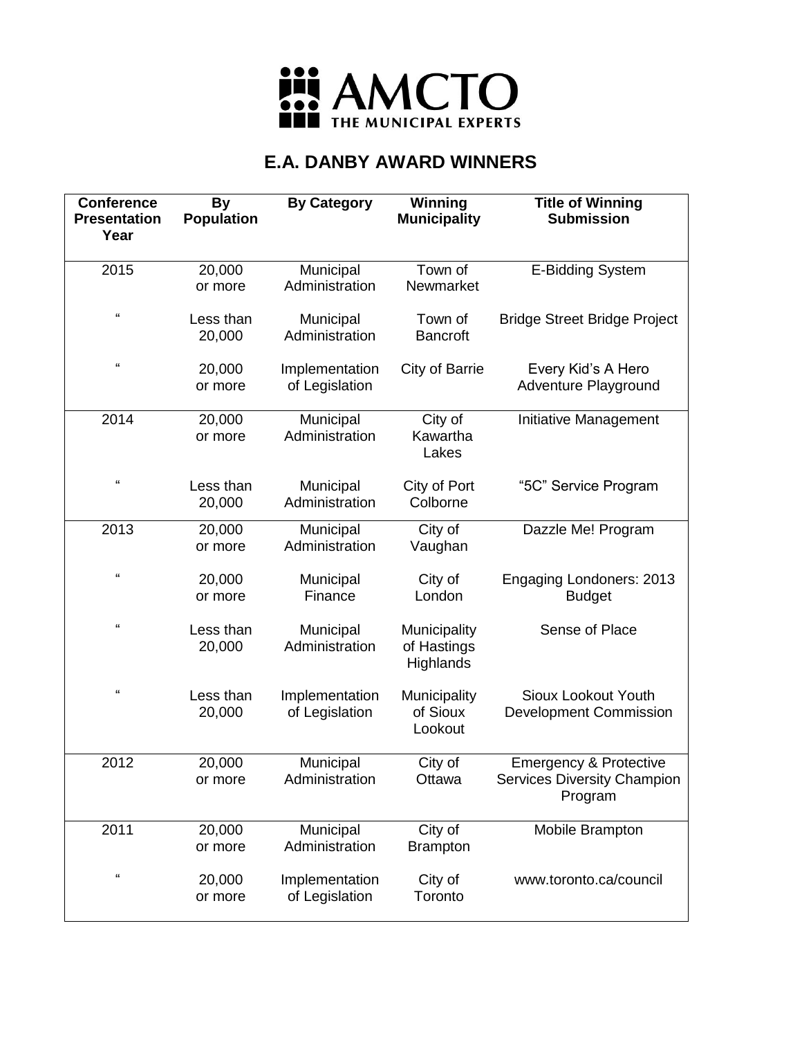AMCTO
THE MUNICIPAL EXPERTS

## E.A. DANBY AWARD WINNERS

| Conference Presentation Year | By Population | By Category | Winning Municipality | Title of Winning Submission |
|---|---|---|---|---|
| 2015 | 20,000 or more | Municipal Administration | Town of Newmarket | E-Bidding System |
| “ | Less than 20,000 | Municipal Administration | Town of Bancroft | Bridge Street Bridge Project |
| “ | 20,000 or more | Implementation of Legislation | City of Barrie | Every Kid’s A Hero Adventure Playground |
| 2014 | 20,000 or more | Municipal Administration | City of Kawartha Lakes | Initiative Management |
| “ | Less than 20,000 | Municipal Administration | City of Port Colborne | “5C” Service Program |
| 2013 | 20,000 or more | Municipal Administration | City of Vaughan | Dazzle Me! Program |
| “ | 20,000 or more | Municipal Finance | City of London | Engaging Londoners: 2013 Budget |
| “ | Less than 20,000 | Municipal Administration | Municipality of Hastings Highlands | Sense of Place |
| “ | Less than 20,000 | Implementation of Legislation | Municipality of Sioux Lookout | Sioux Lookout Youth Development Commission |
| 2012 | 20,000 or more | Municipal Administration | City of Ottawa | Emergency & Protective Services Diversity Champion Program |
| 2011 | 20,000 or more | Municipal Administration | City of Brampton | Mobile Brampton |
| “ | 20,000 or more | Implementation of Legislation | City of Toronto | www.toronto.ca/council |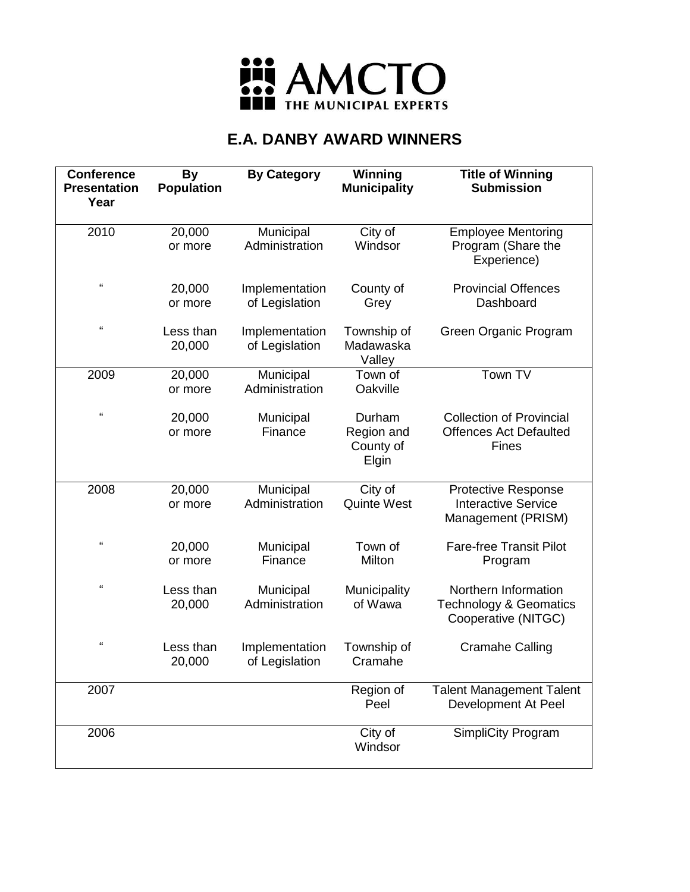AMCTO
THE MUNICIPAL EXPERTS

# E.A. DANBY AWARD WINNERS

| Conference Presentation Year | By Population | By Category | Winning Municipality | Title of Winning Submission |
|---|---|---|---|---|
| 2010 | 20,000 or more | Municipal Administration | City of Windsor | Employee Mentoring Program (Share the Experience) |
| " | 20,000 or more | Implementation of Legislation | County of Grey | Provincial Offences Dashboard |
| " | Less than 20,000 | Implementation of Legislation | Township of Madawaska Valley | Green Organic Program |
| 2009 | 20,000 or more | Municipal Administration | Town of Oakville | Town TV |
| " | 20,000 or more | Municipal Finance | Durham Region and County of Elgin | Collection of Provincial Offences Act Defaulted Fines |
| 2008 | 20,000 or more | Municipal Administration | City of Quinte West | Protective Response Interactive Service Management (PRISM) |
| " | 20,000 or more | Municipal Finance | Town of Milton | Fare-free Transit Pilot Program |
| " | Less than 20,000 | Municipal Administration | Municipality of Wawa | Northern Information Technology & Geomatics Cooperative (NITGC) |
| " | Less than 20,000 | Implementation of Legislation | Township of Cramahe | Cramahe Calling |
| 2007 | | | Region of Peel | Talent Management Talent Development At Peel |
| 2006 | | | City of Windsor | SimpliCity Program |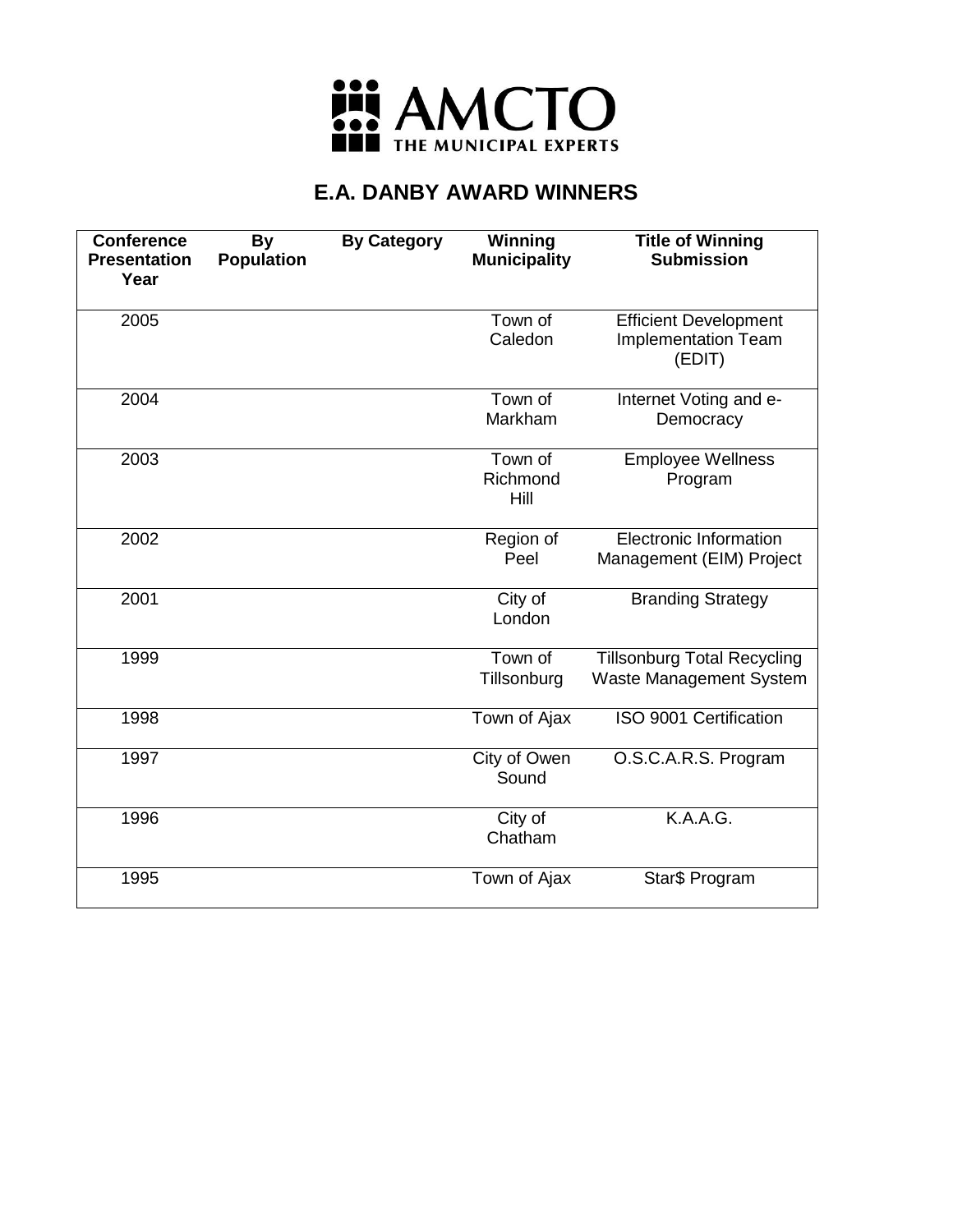AMCTO
THE MUNICIPAL EXPERTS

## E.A. DANBY AWARD WINNERS

| Conference Presentation Year | By Population | By Category | Winning Municipality | Title of Winning Submission |
|---|---|---|---|---|
| 2005 | | | Town of Caledon | Efficient Development Implementation Team (EDIT) |
| 2004 | | | Town of Markham | Internet Voting and e-Democracy |
| 2003 | | | Town of Richmond Hill | Employee Wellness Program |
| 2002 | | | Region of Peel | Electronic Information Management (EIM) Project |
| 2001 | | | City of London | Branding Strategy |
| 1999 | | | Town of Tillsonburg | Tillsonburg Total Recycling Waste Management System |
| 1998 | | | Town of Ajax | ISO 9001 Certification |
| 1997 | | | City of Owen Sound | O.S.C.A.R.S. Program |
| 1996 | | | City of Chatham | K.A.A.G. |
| 1995 | | | Town of Ajax | Star$ Program |